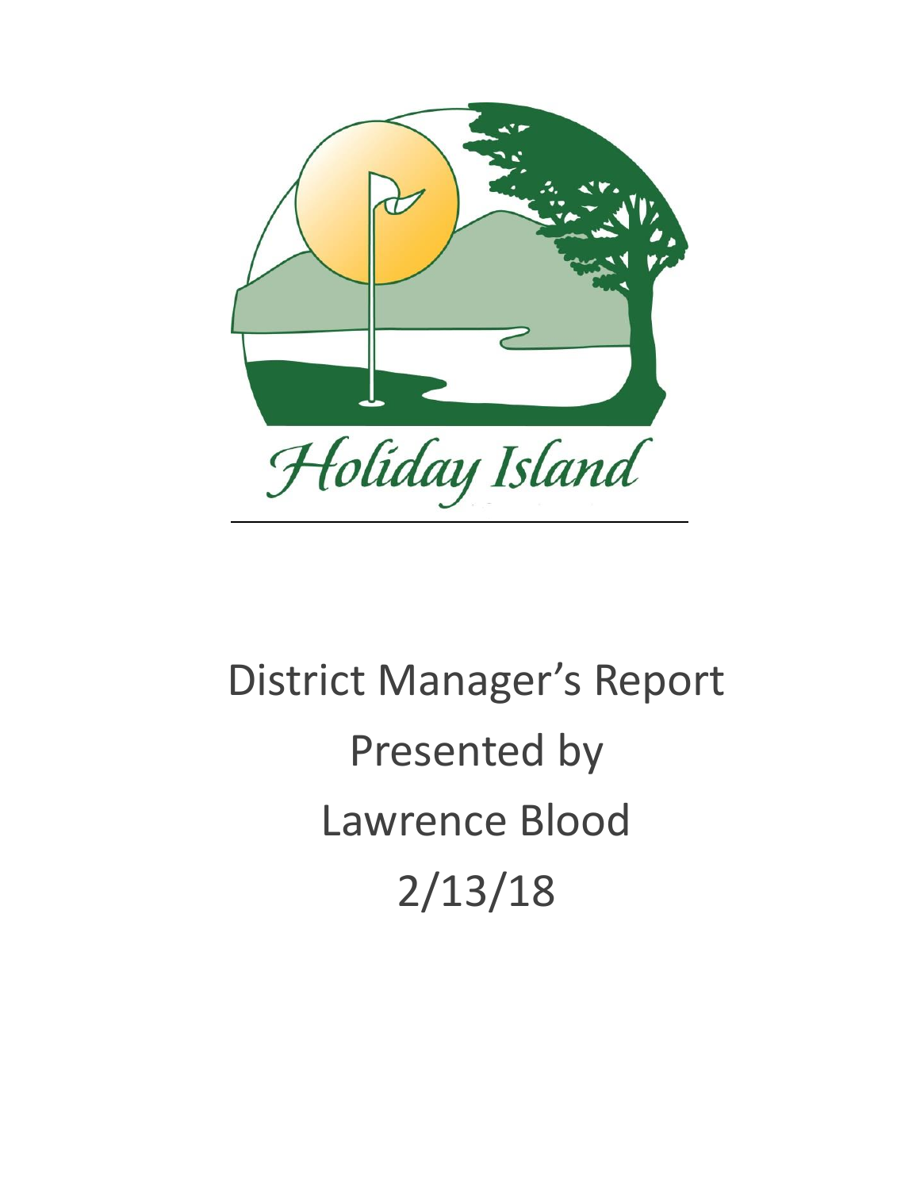Holiday Island

# District Manager's Report

Presented by

Lawrence Blood

2/13/18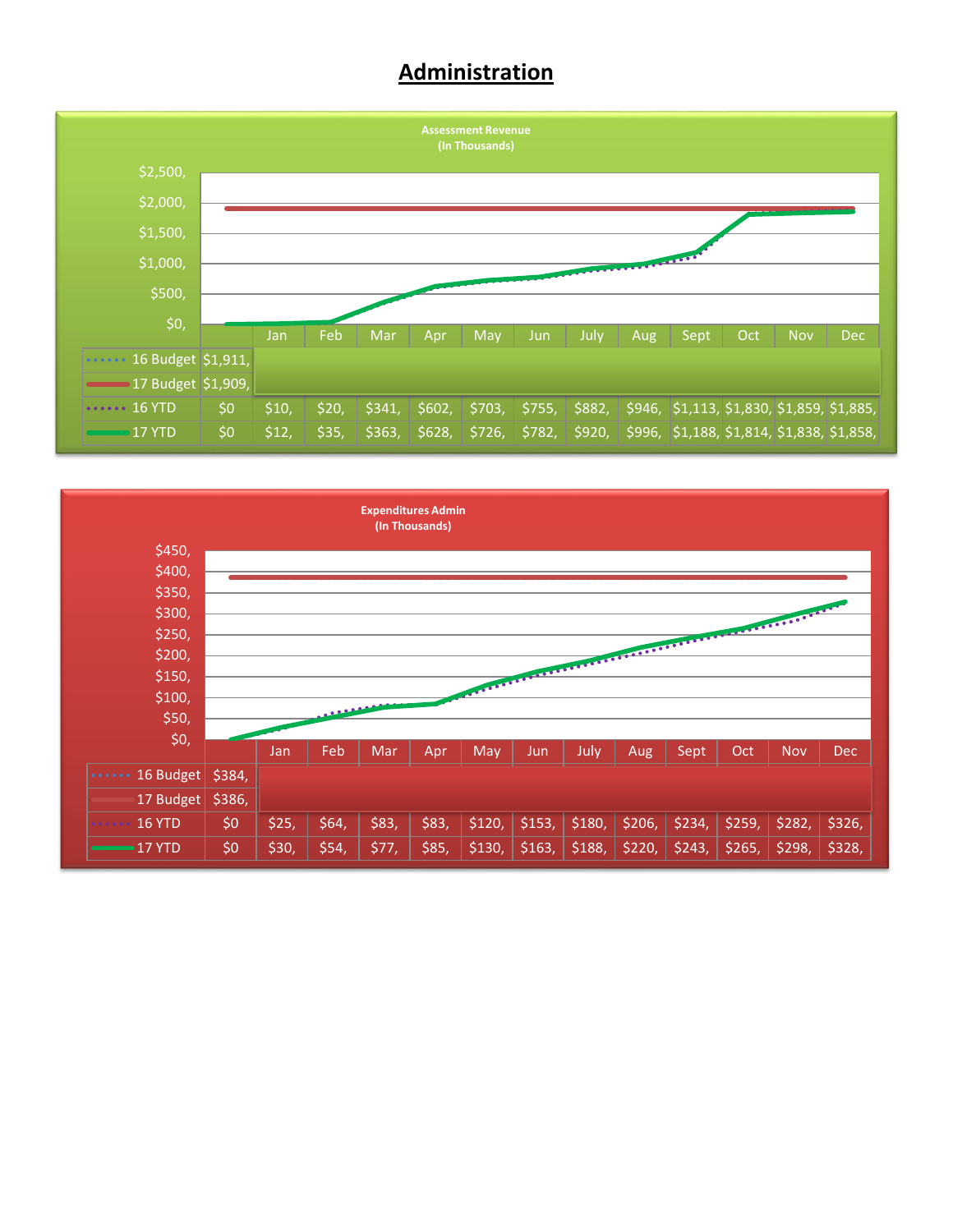# Administration

**Assessment Revenue**
**(In Thousands)**

| | | Jan | Feb | Mar | Apr | May | Jun | July | Aug | Sept | Oct | Nov | Dec |
|---|---|---|---|---|---|---|---|---|---|---|---|---|---|
| 16 Budget | $1,911, | | | | | | | | | | | | |
| 17 Budget | $1,909, | | | | | | | | | | | | |
| 16 YTD | $0 | $10, | $20, | $341, | $602, | $703, | $755, | $882, | $946, | $1,113, | $1,830, | $1,859, | $1,885, |
| 17 YTD | $0 | $12, | $35, | $363, | $628, | $726, | $782, | $920, | $996, | $1,188, | $1,814, | $1,838, | $1,858, |

**Expenditures Admin**
**(In Thousands)**

| | | Jan | Feb | Mar | Apr | May | Jun | July | Aug | Sept | Oct | Nov | Dec |
|---|---|---|---|---|---|---|---|---|---|---|---|---|---|
| 16 Budget | $384, | | | | | | | | | | | | |
| 17 Budget | $386, | | | | | | | | | | | | |
| 16 YTD | $0 | $25, | $64, | $83, | $83, | $120, | $153, | $180, | $206, | $234, | $259, | $282, | $326, |
| 17 YTD | $0 | $30, | $54, | $77, | $85, | $130, | $163, | $188, | $220, | $243, | $265, | $298, | $328, |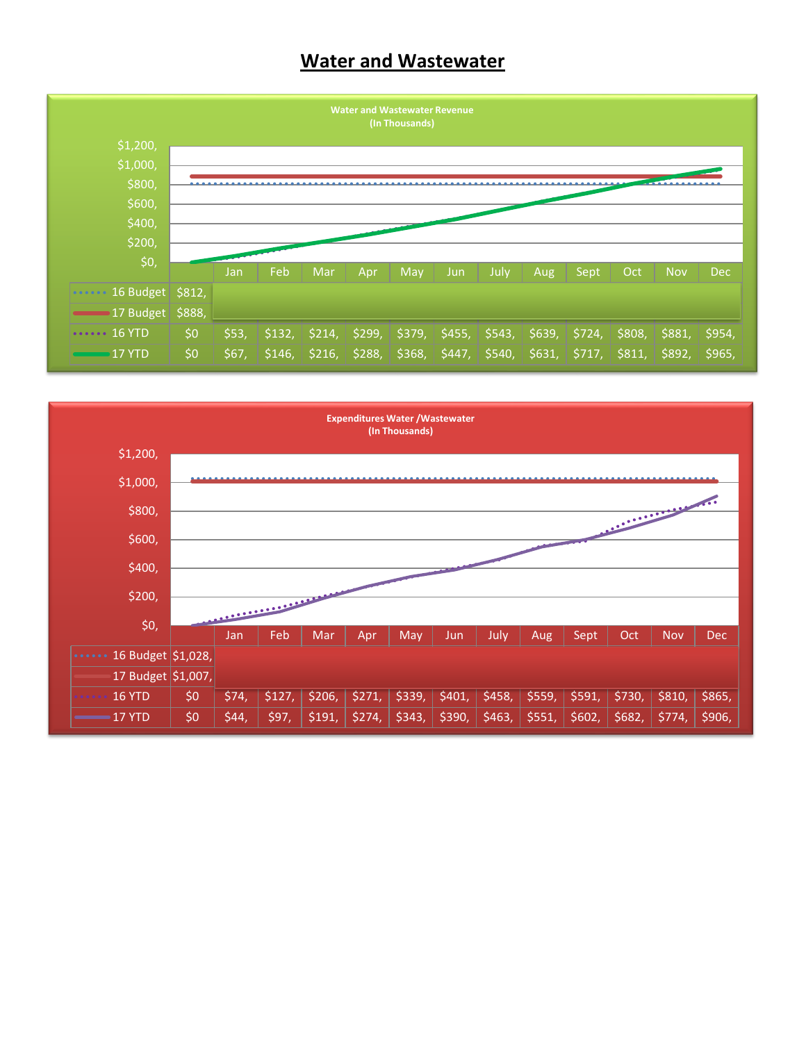# Water and Wastewater

**Water and Wastewater Revenue**
**(In Thousands)**

| | | Jan | Feb | Mar | Apr | May | Jun | July | Aug | Sept | Oct | Nov | Dec |
|---|---|---|---|---|---|---|---|---|---|---|---|---|---|
| 16 Budget | $812, | | | | | | | | | | | | |
| 17 Budget | $888, | | | | | | | | | | | | |
| 16 YTD | $0 | $53, | $132, | $214, | $299, | $379, | $455, | $543, | $639, | $724, | $808, | $881, | $954, |
| 17 YTD | $0 | $67, | $146, | $216, | $288, | $368, | $447, | $540, | $631, | $717, | $811, | $892, | $965, |

**Expenditures Water /Wastewater**
**(In Thousands)**

| | | Jan | Feb | Mar | Apr | May | Jun | July | Aug | Sept | Oct | Nov | Dec |
|---|---|---|---|---|---|---|---|---|---|---|---|---|---|
| 16 Budget | $1,028, | | | | | | | | | | | | |
| 17 Budget | $1,007, | | | | | | | | | | | | |
| 16 YTD | $0 | $74, | $127, | $206, | $271, | $339, | $401, | $458, | $559, | $591, | $730, | $810, | $865, |
| 17 YTD | $0 | $44, | $97, | $191, | $274, | $343, | $390, | $463, | $551, | $602, | $682, | $774, | $906, |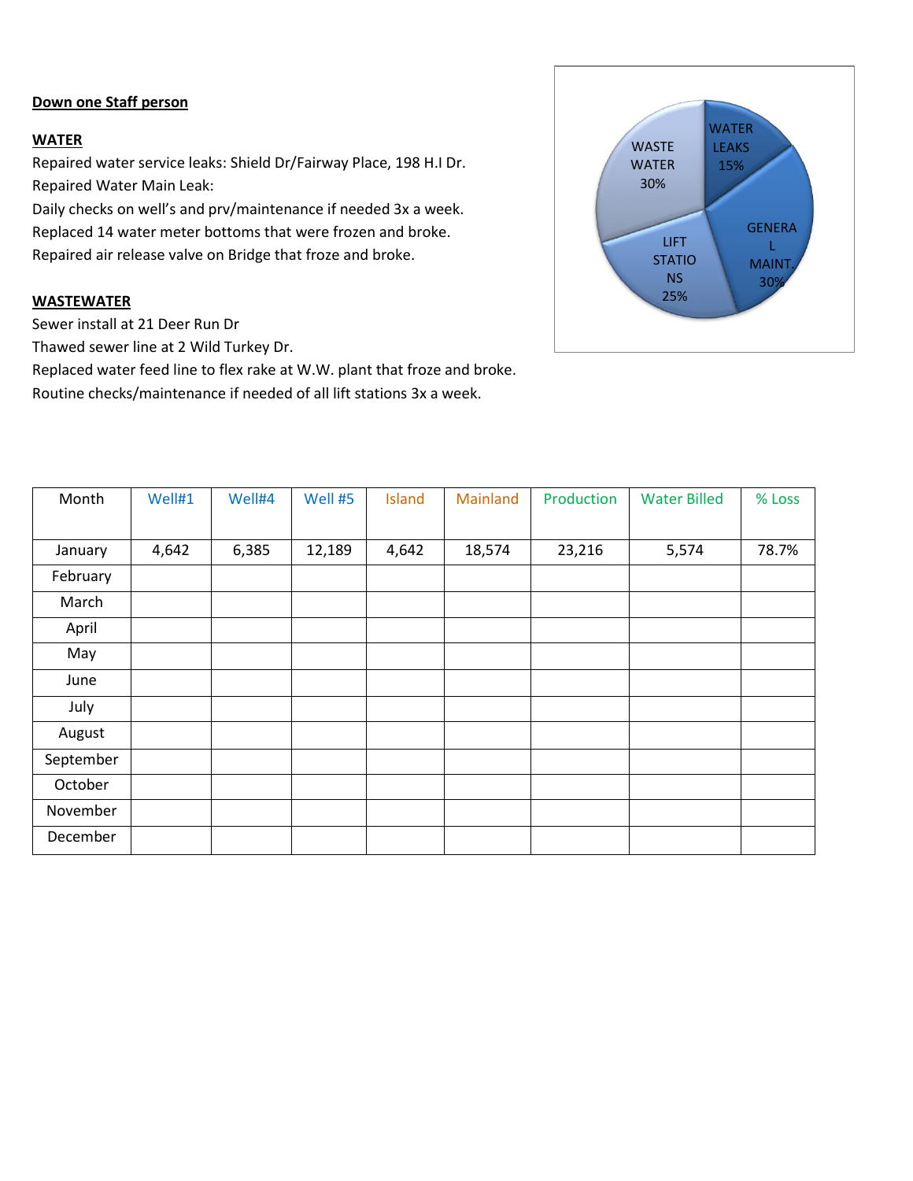**Down one Staff person**

**WATER**

Repaired water service leaks: Shield Dr/Fairway Place, 198 H.I Dr.
Repaired Water Main Leak:
Daily checks on well's and prv/maintenance if needed 3x a week.
Replaced 14 water meter bottoms that were frozen and broke.
Repaired air release valve on Bridge that froze and broke.

**WASTEWATER**

Sewer install at 21 Deer Run Dr
Thawed sewer line at 2 Wild Turkey Dr.
Replaced water feed line to flex rake at W.W. plant that froze and broke.
Routine checks/maintenance if needed of all lift stations 3x a week.

WASTE WATER 30%
WATER LEAKS 15%
GENERAL MAINT. 30%
LIFT STATIONS 25%

| Month | Well#1 | Well#4 | Well #5 | Island | Mainland | Production | Water Billed | % Loss |
|---|---|---|---|---|---|---|---|---|
| January | 4,642 | 6,385 | 12,189 | 4,642 | 18,574 | 23,216 | 5,574 | 78.7% |
| February | | | | | | | | |
| March | | | | | | | | |
| April | | | | | | | | |
| May | | | | | | | | |
| June | | | | | | | | |
| July | | | | | | | | |
| August | | | | | | | | |
| September | | | | | | | | |
| October | | | | | | | | |
| November | | | | | | | | |
| December | | | | | | | | |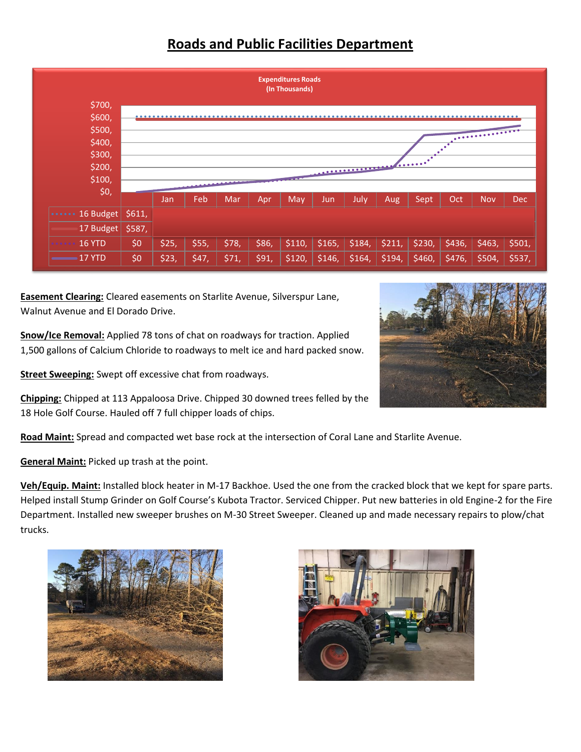# Roads and Public Facilities Department

**Expenditures Roads (In Thousands)**

| | | Jan | Feb | Mar | Apr | May | Jun | July | Aug | Sept | Oct | Nov | Dec |
|---|---|---|---|---|---|---|---|---|---|---|---|---|---|
| 16 Budget | $611, | | | | | | | | | | | | |
| 17 Budget | $587, | | | | | | | | | | | | |
| 16 YTD | $0 | $25, | $55, | $78, | $86, | $110, | $165, | $184, | $211, | $230, | $436, | $463, | $501, |
| 17 YTD | $0 | $23, | $47, | $71, | $91, | $120, | $146, | $164, | $194, | $460, | $476, | $504, | $537, |

**Easement Clearing:** Cleared easements on Starlite Avenue, Silverspur Lane, Walnut Avenue and El Dorado Drive.

**Snow/Ice Removal:** Applied 78 tons of chat on roadways for traction. Applied 1,500 gallons of Calcium Chloride to roadways to melt ice and hard packed snow.

**Street Sweeping:** Swept off excessive chat from roadways.

**Chipping:** Chipped at 113 Appaloosa Drive. Chipped 30 downed trees felled by the 18 Hole Golf Course. Hauled off 7 full chipper loads of chips.

**Road Maint:** Spread and compacted wet base rock at the intersection of Coral Lane and Starlite Avenue.

**General Maint:** Picked up trash at the point.

**Veh/Equip. Maint:** Installed block heater in M-17 Backhoe. Used the one from the cracked block that we kept for spare parts. Helped install Stump Grinder on Golf Course's Kubota Tractor. Serviced Chipper. Put new batteries in old Engine-2 for the Fire Department. Installed new sweeper brushes on M-30 Street Sweeper. Cleaned up and made necessary repairs to plow/chat trucks.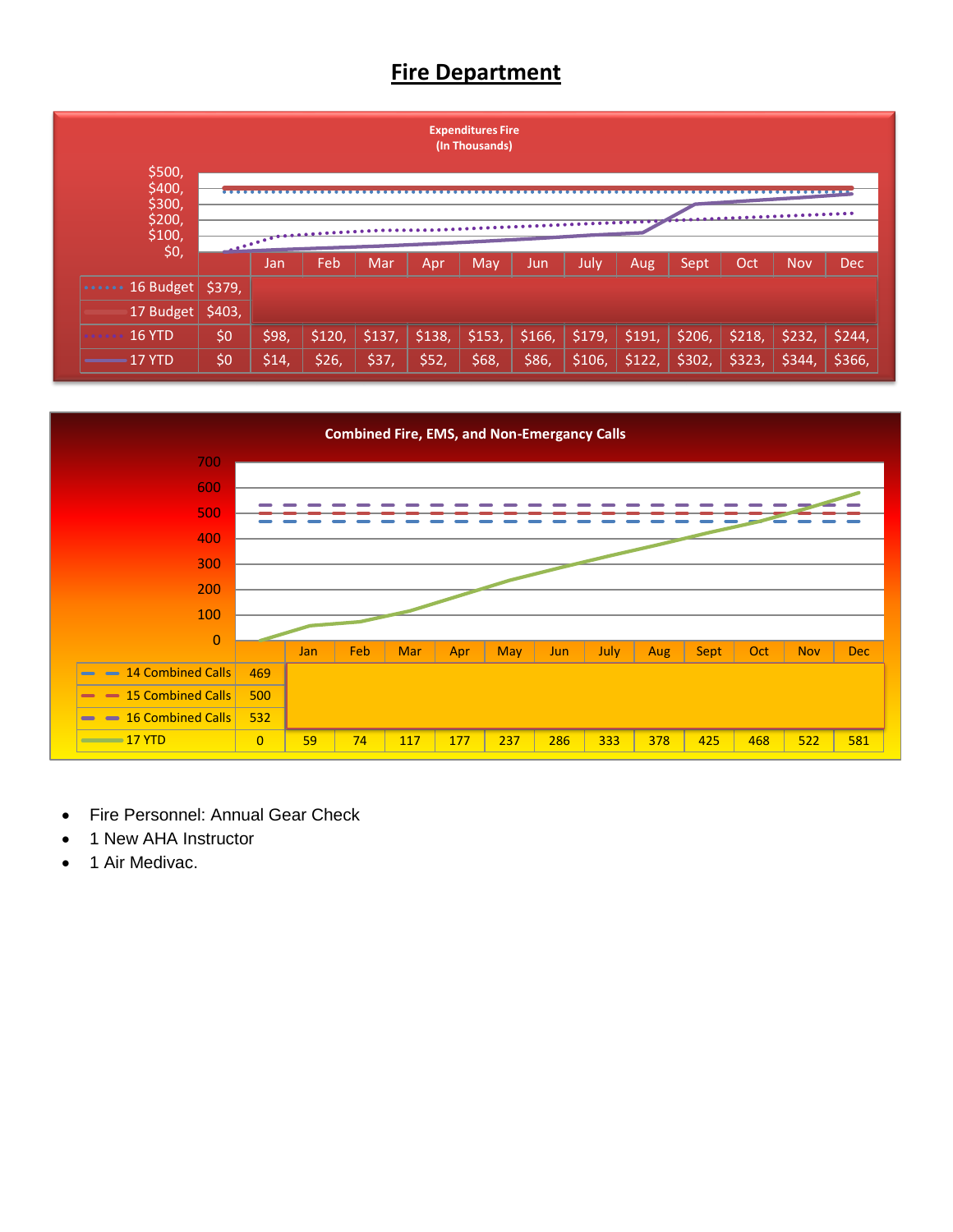# Fire Department

**Expenditures Fire (In Thousands)**

| | | Jan | Feb | Mar | Apr | May | Jun | July | Aug | Sept | Oct | Nov | Dec |
|---|---|---|---|---|---|---|---|---|---|---|---|---|---|
| 16 Budget | $379, | | | | | | | | | | | | |
| 17 Budget | $403, | | | | | | | | | | | | |
| 16 YTD | $0 | $98, | $120, | $137, | $138, | $153, | $166, | $179, | $191, | $206, | $218, | $232, | $244, |
| 17 YTD | $0 | $14, | $26, | $37, | $52, | $68, | $86, | $106, | $122, | $302, | $323, | $344, | $366, |

**Combined Fire, EMS, and Non-Emergancy Calls**

| | | Jan | Feb | Mar | Apr | May | Jun | July | Aug | Sept | Oct | Nov | Dec |
|---|---|---|---|---|---|---|---|---|---|---|---|---|---|
| 14 Combined Calls | 469 | | | | | | | | | | | | |
| 15 Combined Calls | 500 | | | | | | | | | | | | |
| 16 Combined Calls | 532 | | | | | | | | | | | | |
| 17 YTD | 0 | 59 | 74 | 117 | 177 | 237 | 286 | 333 | 378 | 425 | 468 | 522 | 581 |

- Fire Personnel: Annual Gear Check
- 1 New AHA Instructor
- 1 Air Medivac.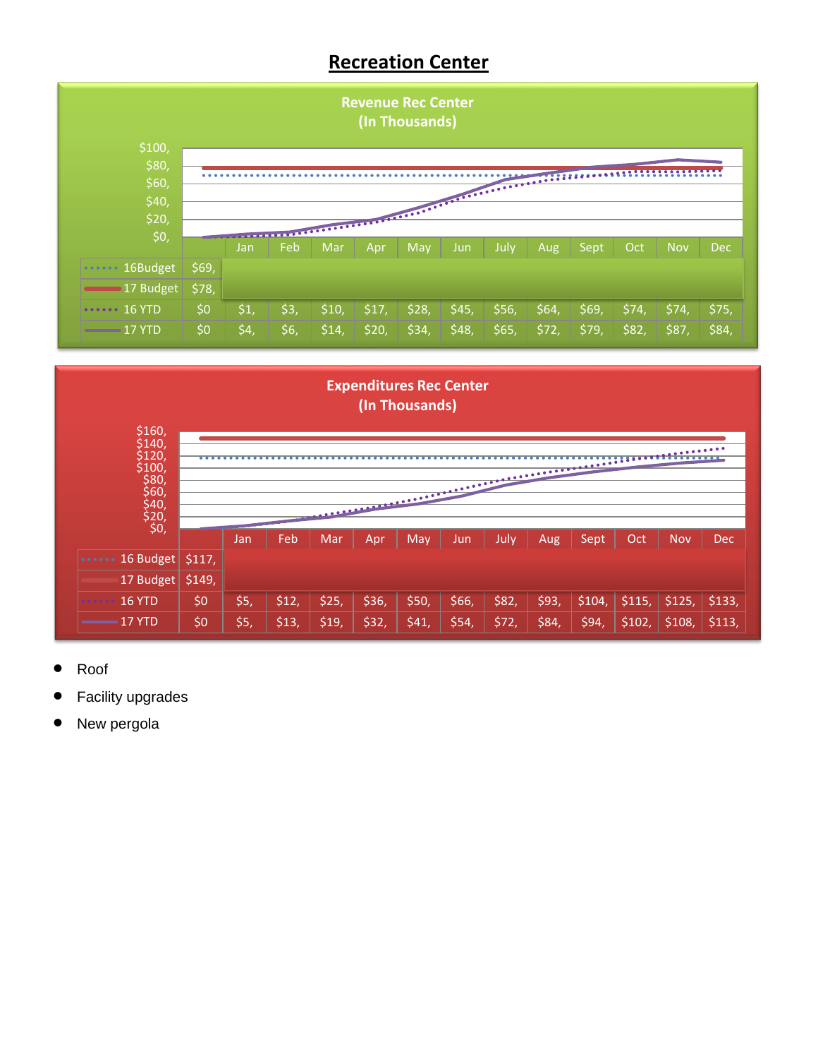# Recreation Center

**Revenue Rec Center (In Thousands)**

| | | Jan | Feb | Mar | Apr | May | Jun | July | Aug | Sept | Oct | Nov | Dec |
|---|---|---|---|---|---|---|---|---|---|---|---|---|---|
| 16Budget | $69, | | | | | | | | | | | | |
| 17 Budget | $78, | | | | | | | | | | | | |
| 16 YTD | $0 | $1, | $3, | $10, | $17, | $28, | $45, | $56, | $64, | $69, | $74, | $74, | $75, |
| 17 YTD | $0 | $4, | $6, | $14, | $20, | $34, | $48, | $65, | $72, | $79, | $82, | $87, | $84, |

**Expenditures Rec Center (In Thousands)**

| | | Jan | Feb | Mar | Apr | May | Jun | July | Aug | Sept | Oct | Nov | Dec |
|---|---|---|---|---|---|---|---|---|---|---|---|---|---|
| 16 Budget | $117, | | | | | | | | | | | | |
| 17 Budget | $149, | | | | | | | | | | | | |
| 16 YTD | $0 | $5, | $12, | $25, | $36, | $50, | $66, | $82, | $93, | $104, | $115, | $125, | $133, |
| 17 YTD | $0 | $5, | $13, | $19, | $32, | $41, | $54, | $72, | $84, | $94, | $102, | $108, | $113, |

- Roof
- Facility upgrades
- New pergola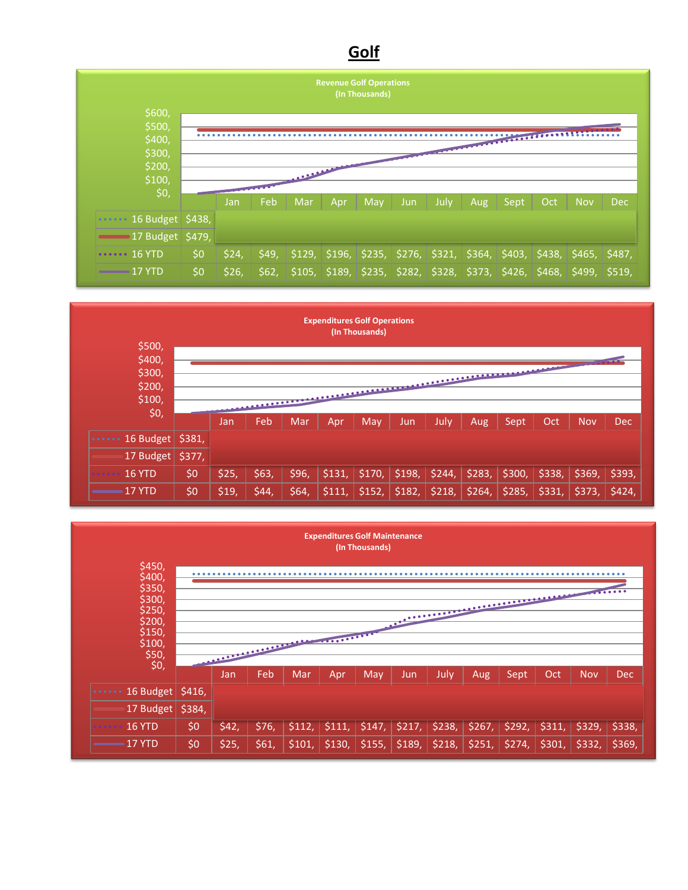# Golf

**Revenue Golf Operations (In Thousands)**

| | | Jan | Feb | Mar | Apr | May | Jun | July | Aug | Sept | Oct | Nov | Dec |
|---|---|---|---|---|---|---|---|---|---|---|---|---|---|
| 16 Budget | $438, | | | | | | | | | | | | |
| 17 Budget | $479, | | | | | | | | | | | | |
| 16 YTD | $0 | $24, | $49, | $129, | $196, | $235, | $276, | $321, | $364, | $403, | $438, | $465, | $487, |
| 17 YTD | $0 | $26, | $62, | $105, | $189, | $235, | $282, | $328, | $373, | $426, | $468, | $499, | $519, |

**Expenditures Golf Operations (In Thousands)**

| | | Jan | Feb | Mar | Apr | May | Jun | July | Aug | Sept | Oct | Nov | Dec |
|---|---|---|---|---|---|---|---|---|---|---|---|---|---|
| 16 Budget | $381, | | | | | | | | | | | | |
| 17 Budget | $377, | | | | | | | | | | | | |
| 16 YTD | $0 | $25, | $63, | $96, | $131, | $170, | $198, | $244, | $283, | $300, | $338, | $369, | $393, |
| 17 YTD | $0 | $19, | $44, | $64, | $111, | $152, | $182, | $218, | $264, | $285, | $331, | $373, | $424, |

**Expenditures Golf Maintenance (In Thousands)**

| | | Jan | Feb | Mar | Apr | May | Jun | July | Aug | Sept | Oct | Nov | Dec |
|---|---|---|---|---|---|---|---|---|---|---|---|---|---|
| 16 Budget | $416, | | | | | | | | | | | | |
| 17 Budget | $384, | | | | | | | | | | | | |
| 16 YTD | $0 | $42, | $76, | $112, | $111, | $147, | $217, | $238, | $267, | $292, | $311, | $329, | $338, |
| 17 YTD | $0 | $25, | $61, | $101, | $130, | $155, | $189, | $218, | $251, | $274, | $301, | $332, | $369, |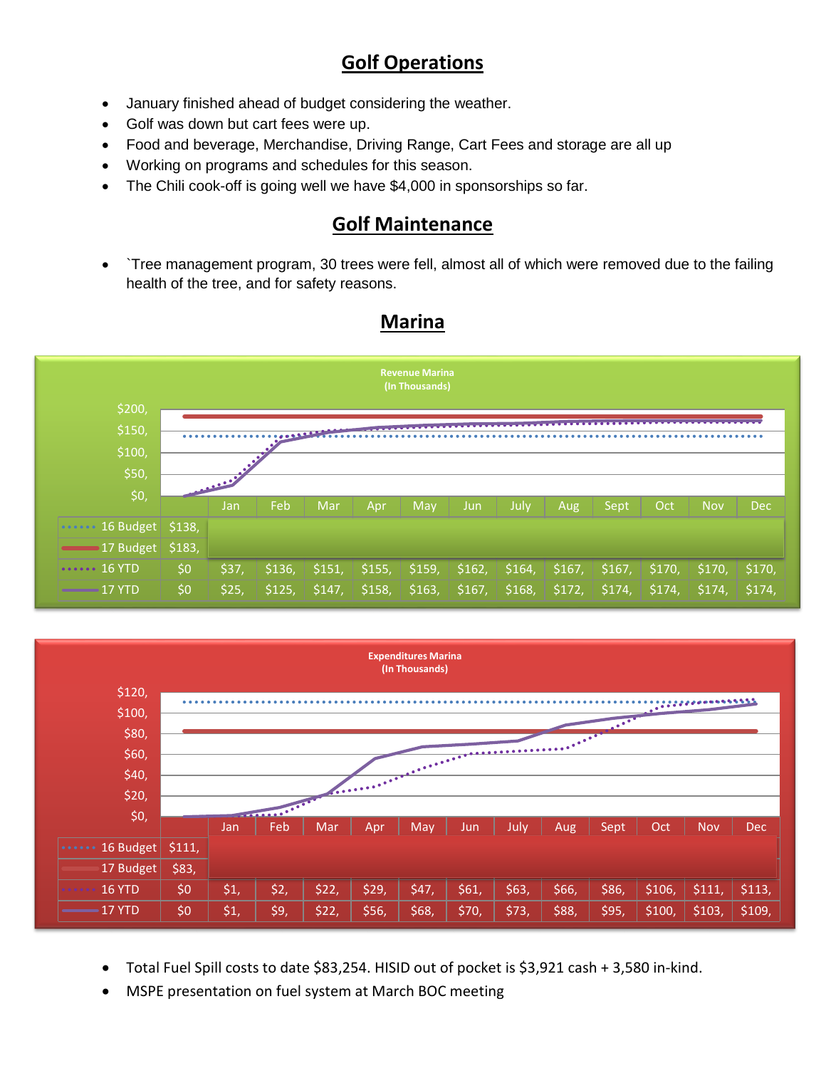## Golf Operations

- January finished ahead of budget considering the weather.
- Golf was down but cart fees were up.
- Food and beverage, Merchandise, Driving Range, Cart Fees and storage are all up
- Working on programs and schedules for this season.
- The Chili cook-off is going well we have $4,000 in sponsorships so far.

## Golf Maintenance

- `Tree management program, 30 trees were fell, almost all of which were removed due to the failing health of the tree, and for safety reasons.

## Marina

**Revenue Marina (In Thousands)**

| | | Jan | Feb | Mar | Apr | May | Jun | July | Aug | Sept | Oct | Nov | Dec |
|---|---|---|---|---|---|---|---|---|---|---|---|---|---|
| 16 Budget | $138, | | | | | | | | | | | | |
| 17 Budget | $183, | | | | | | | | | | | | |
| 16 YTD | $0 | $37, | $136, | $151, | $155, | $159, | $162, | $164, | $167, | $167, | $170, | $170, | $170, |
| 17 YTD | $0 | $25, | $125, | $147, | $158, | $163, | $167, | $168, | $172, | $174, | $174, | $174, | $174, |

**Expenditures Marina (In Thousands)**

| | | Jan | Feb | Mar | Apr | May | Jun | July | Aug | Sept | Oct | Nov | Dec |
|---|---|---|---|---|---|---|---|---|---|---|---|---|---|
| 16 Budget | $111, | | | | | | | | | | | | |
| 17 Budget | $83, | | | | | | | | | | | | |
| 16 YTD | $0 | $1, | $2, | $22, | $29, | $47, | $61, | $63, | $66, | $86, | $106, | $111, | $113, |
| 17 YTD | $0 | $1, | $9, | $22, | $56, | $68, | $70, | $73, | $88, | $95, | $100, | $103, | $109, |

- Total Fuel Spill costs to date $83,254. HISID out of pocket is $3,921 cash + 3,580 in-kind.
- MSPE presentation on fuel system at March BOC meeting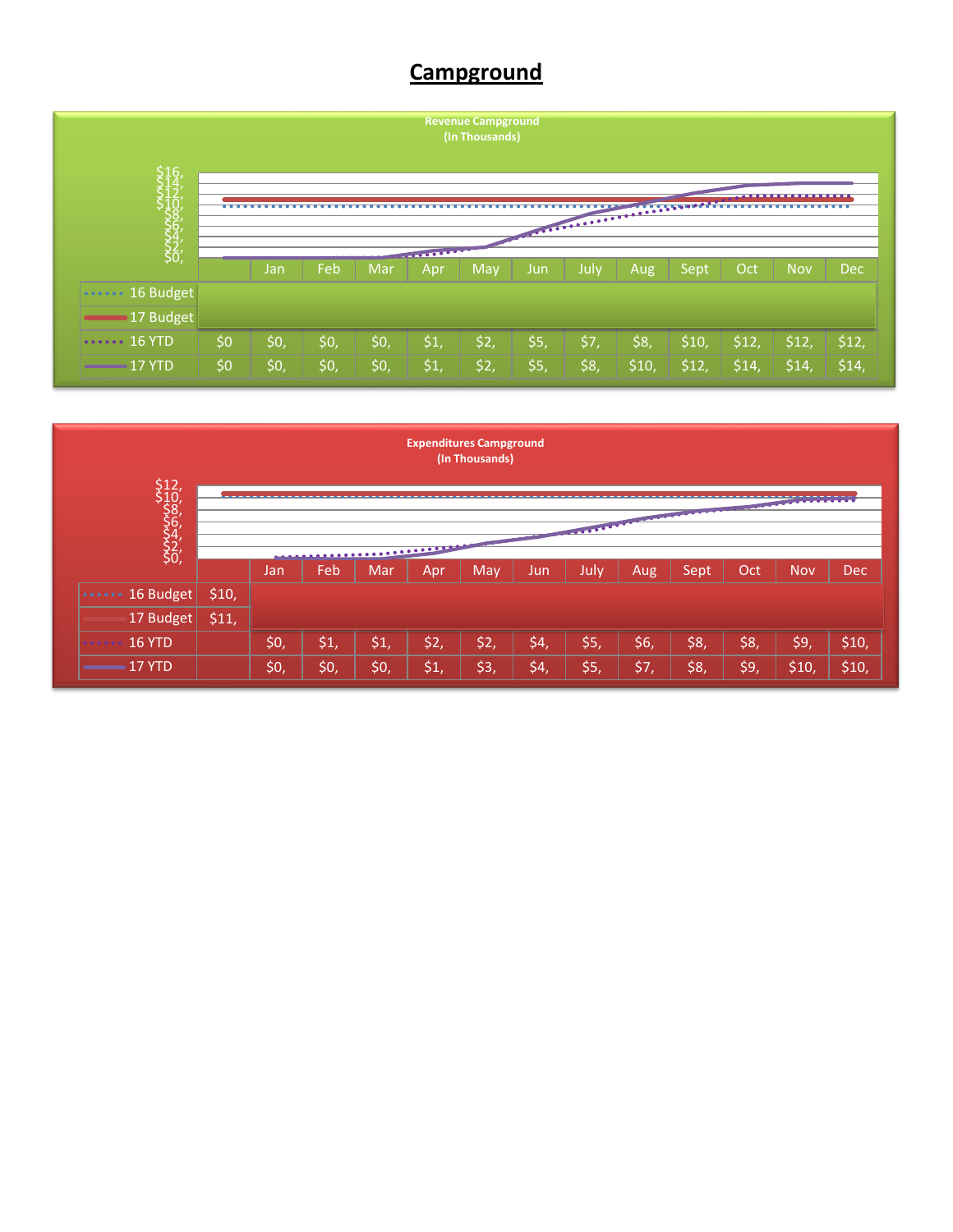# Campground

Revenue Campground
(In Thousands)

$16,
$14,
$12,
$10,
$8,
$6,
$4,
$2,
$0,

Jan Feb Mar Apr May Jun July Aug Sept Oct Nov Dec

16 Budget

17 Budget

16 YTD $0 $0, $0, $0, $1, $2, $5, $7, $8, $10, $12, $12, $12,

17 YTD $0 $0, $0, $0, $1, $2, $5, $8, $10, $12, $14, $14, $14,

Expenditures Campground
(In Thousands)

$12,
$10,
$8,
$6,
$4,
$2,
$0,

Jan Feb Mar Apr May Jun July Aug Sept Oct Nov Dec

16 Budget $10,

17 Budget $11,

16 YTD $0, $1, $1, $2, $2, $4, $5, $6, $8, $8, $9, $10,

17 YTD $0, $0, $0, $1, $3, $4, $5, $7, $8, $9, $10, $10,